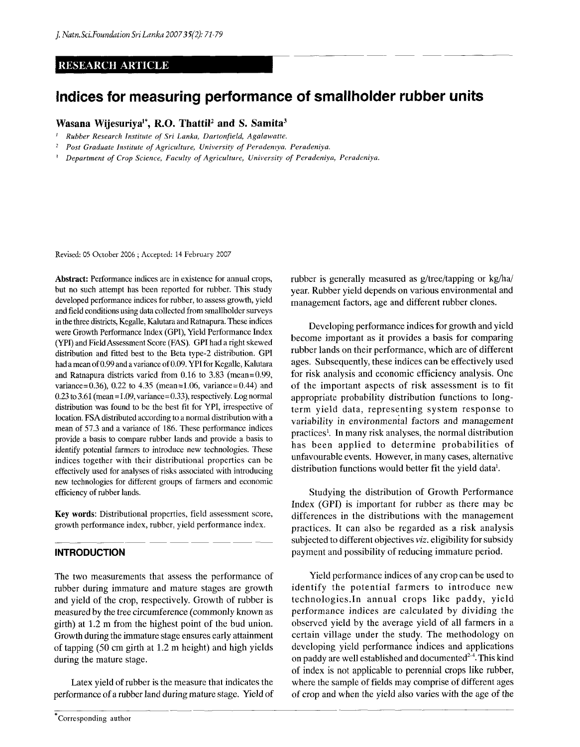RESEARCH ARTICLE

# Indices for measuring performance of smallholder rubber units

**Wasana Wijesuriya[1]*, R.O. Thattil[2] and S. Samita[3]**

[1] Rubber Research Institute of Sri Lanka, Dartonfield, Agalawatte.

[2] Post Graduate Institute of Agriculture, University of Peradeniya, Peradeniya.

[3] Department of Crop Science, Faculty of Agriculture, University of Peradeniya, Peradeniya.

Revised: 05 October 2006 ; Accepted: 14 February 2007

**Abstract:** Performance indices are in existence for annual crops, but no such attempt has been reported for rubber. This study developed performance indices for rubber, to assess growth, yield and field conditions using data collected from smallholder surveys in the three districts, Kegalle, Kalutara and Ratnapura. These indices were Growth Performance Index (GPI), Yield Performance Index (YPI) and Field Assessment Score (FAS). GPI had a right skewed distribution and fitted best to the Beta type-2 distribution. GPI had a mean of 0.99 and a variance of 0.09. YPI for Kegalle, Kalutara and Ratnapura districts varied from 0.16 to 3.83 (mean=0.99, variance=0.36), 0.22 to 4.35 (mean=1.06, variance=0.44) and 0.23 to 3.61 (mean=1.09, variance=0.33), respectively. Log normal distribution was found to be the best fit for YPI, irrespective of location. FSA distributed according to a normal distribution with a mean of 57.3 and a variance of 186. These performance indices provide a basis to compare rubber lands and provide a basis to identify potential farmers to introduce new technologies. These indices together with their distributional properties can be effectively used for analyses of risks associated with introducing new technologies for different groups of farmers and economic efficiency of rubber lands.

**Key words:** Distributional properties, field assessment score, growth performance index, rubber, yield performance index.

## INTRODUCTION

The two measurements that assess the performance of rubber during immature and mature stages are growth and yield of the crop, respectively. Growth of rubber is measured by the tree circumference (commonly known as girth) at 1.2 m from the highest point of the bud union. Growth during the immature stage ensures early attainment of tapping (50 cm girth at 1.2 m height) and high yields during the mature stage.

Latex yield of rubber is the measure that indicates the performance of a rubber land during mature stage. Yield of rubber is generally measured as g/tree/tapping or kg/ha/year. Rubber yield depends on various environmental and management factors, age and different rubber clones.

Developing performance indices for growth and yield become important as it provides a basis for comparing rubber lands on their performance, which are of different ages. Subsequently, these indices can be effectively used for risk analysis and economic efficiency analysis. One of the important aspects of risk assessment is to fit appropriate probability distribution functions to long-term yield data, representing system response to variability in environmental factors and management practices[1]. In many risk analyses, the normal distribution has been applied to determine probabilities of unfavourable events. However, in many cases, alternative distribution functions would better fit the yield data[1].

Studying the distribution of Growth Performance Index (GPI) is important for rubber as there may be differences in the distributions with the management practices. It can also be regarded as a risk analysis subjected to different objectives *viz.* eligibility for subsidy payment and possibility of reducing immature period.

Yield performance indices of any crop can be used to identify the potential farmers to introduce new technologies.In annual crops like paddy, yield performance indices are calculated by dividing the observed yield by the average yield of all farmers in a certain village under the study. The methodology on developing yield performance indices and applications on paddy are well established and documented[2-4]. This kind of index is not applicable to perennial crops like rubber, where the sample of fields may comprise of different ages of crop and when the yield also varies with the age of the

*Corresponding author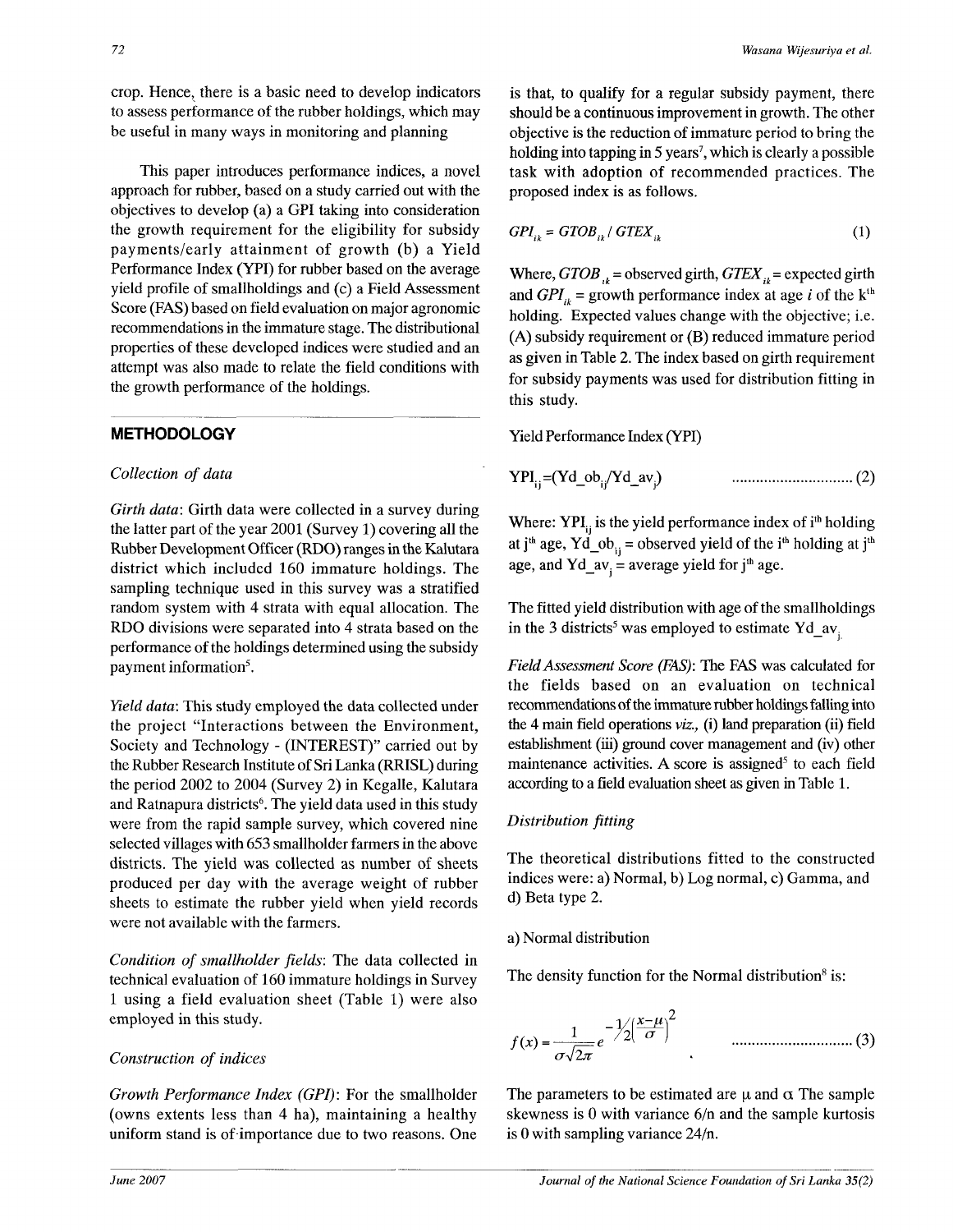crop. Hence, there is a basic need to develop indicators to assess performance of the rubber holdings, which may be useful in many ways in monitoring and planning

This paper introduces performance indices, a novel approach for rubber, based on a study carried out with the objectives to develop (a) a GPI taking into consideration the growth requirement for the eligibility for subsidy payments/early attainment of growth (b) a Yield Performance Index (YPI) for rubber based on the average yield profile of smallholdings and (c) a Field Assessment Score (FAS) based on field evaluation on major agronomic recommendations in the immature stage. The distributional properties of these developed indices were studied and an attempt was also made to relate the field conditions with the growth performance of the holdings.

## METHODOLOGY

### *Collection of data*

*Girth data*: Girth data were collected in a survey during the latter part of the year 2001 (Survey 1) covering all the Rubber Development Officer (RDO) ranges in the Kalutara district which included 160 immature holdings. The sampling technique used in this survey was a stratified random system with 4 strata with equal allocation. The RDO divisions were separated into 4 strata based on the performance of the holdings determined using the subsidy payment information[5].

*Yield data*: This study employed the data collected under the project "Interactions between the Environment, Society and Technology - (INTEREST)" carried out by the Rubber Research Institute of Sri Lanka (RRISL) during the period 2002 to 2004 (Survey 2) in Kegalle, Kalutara and Ratnapura districts[6]. The yield data used in this study were from the rapid sample survey, which covered nine selected villages with 653 smallholder farmers in the above districts. The yield was collected as number of sheets produced per day with the average weight of rubber sheets to estimate the rubber yield when yield records were not available with the farmers.

*Condition of smallholder fields*: The data collected in technical evaluation of 160 immature holdings in Survey 1 using a field evaluation sheet (Table 1) were also employed in this study.

### *Construction of indices*

*Growth Performance Index (GPI)*: For the smallholder (owns extents less than 4 ha), maintaining a healthy uniform stand is of importance due to two reasons. One is that, to qualify for a regular subsidy payment, there should be a continuous improvement in growth. The other objective is the reduction of immature period to bring the holding into tapping in 5 years[7], which is clearly a possible task with adoption of recommended practices. The proposed index is as follows.

$$GPI_{ik} = GTOB_{ik} / GTEX_{ik} \qquad (1)$$

Where, $GTOB_{ik}$ = observed girth, $GTEX_{ik}$ = expected girth and $GPI_{ik}$ = growth performance index at age $i$ of the k[th] holding. Expected values change with the objective; i.e. (A) subsidy requirement or (B) reduced immature period as given in Table 2. The index based on girth requirement for subsidy payments was used for distribution fitting in this study.

Yield Performance Index (YPI)

$$YPI_{ij} = (Yd\_ob_{ij} / Yd\_av_j) \qquad (2)$$

Where: $YPI_{ij}$ is the yield performance index of i[th] holding at j[th] age, $Yd\_ob_{ij}$ = observed yield of the i[th] holding at j[th] age, and $Yd\_av_j$ = average yield for j[th] age.

The fitted yield distribution with age of the smallholdings in the 3 districts[5] was employed to estimate $Yd\_av_j$.

*Field Assessment Score (FAS)*: The FAS was calculated for the fields based on an evaluation on technical recommendations of the immature rubber holdings falling into the 4 main field operations *viz.,* (i) land preparation (ii) field establishment (iii) ground cover management and (iv) other maintenance activities. A score is assigned[5] to each field according to a field evaluation sheet as given in Table 1.

### *Distribution fitting*

The theoretical distributions fitted to the constructed indices were: a) Normal, b) Log normal, c) Gamma, and d) Beta type 2.

a) Normal distribution

The density function for the Normal distribution[8] is:

$$f(x) = \frac{1}{\sigma\sqrt{2\pi}} e^{-\frac{1}{2}\left(\frac{x-\mu}{\sigma}\right)^2} \qquad (3)$$

The parameters to be estimated are μ and α The sample skewness is 0 with variance 6/n and the sample kurtosis is 0 with sampling variance 24/n.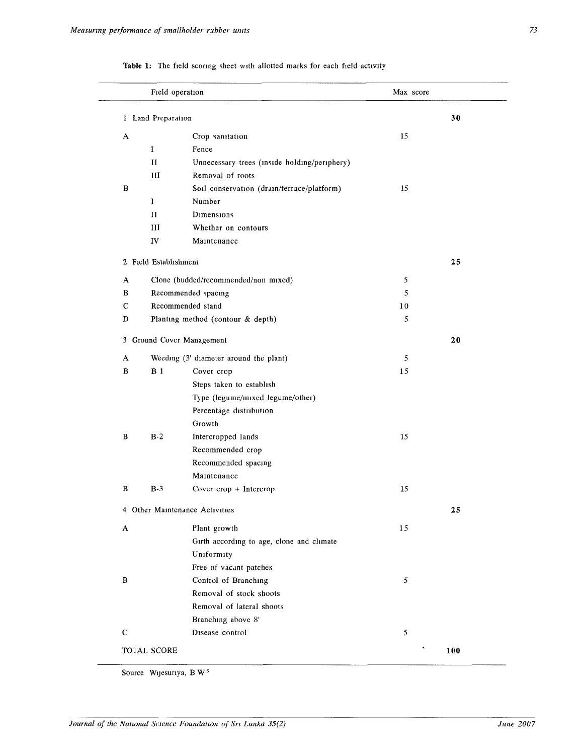**Table 1:** The field scoring sheet with allotted marks for each field activity

| | | Field operation | Max score | |
|---|---|---|---|---|
| 1 Land Preparation | | | | **30** |
| A | | Crop sanitation | 15 | |
| | I | Fence | | |
| | II | Unnecessary trees (inside holding/periphery) | | |
| | III | Removal of roots | | |
| B | | Soil conservation (drain/terrace/platform) | 15 | |
| | I | Number | | |
| | II | Dimensions | | |
| | III | Whether on contours | | |
| | IV | Maintenance | | |
| 2 Field Establishment | | | | **25** |
| A | Clone (budded/recommended/non mixed) | | 5 | |
| B | Recommended spacing | | 5 | |
| C | Recommended stand | | 10 | |
| D | Planting method (contour & depth) | | 5 | |
| 3 Ground Cover Management | | | | **20** |
| A | Weeding (3' diameter around the plant) | | 5 | |
| B | B 1 | Cover crop | 15 | |
| | | Steps taken to establish | | |
| | | Type (legume/mixed legume/other) | | |
| | | Percentage distribution | | |
| | | Growth | | |
| B | B-2 | Intercropped lands | 15 | |
| | | Recommended crop | | |
| | | Recommended spacing | | |
| | | Maintenance | | |
| B | B-3 | Cover crop + Intercrop | 15 | |
| 4 Other Maintenance Activities | | | | **25** |
| A | | Plant growth | 15 | |
| | | Girth according to age, clone and climate | | |
| | | Uniformity | | |
| | | Free of vacant patches | | |
| B | | Control of Branching | 5 | |
| | | Removal of stock shoots | | |
| | | Removal of lateral shoots | | |
| | | Branching above 8' | | |
| C | | Disease control | 5 | |
| TOTAL SCORE | | | | **100** |

Source Wijesuriya, B W [5]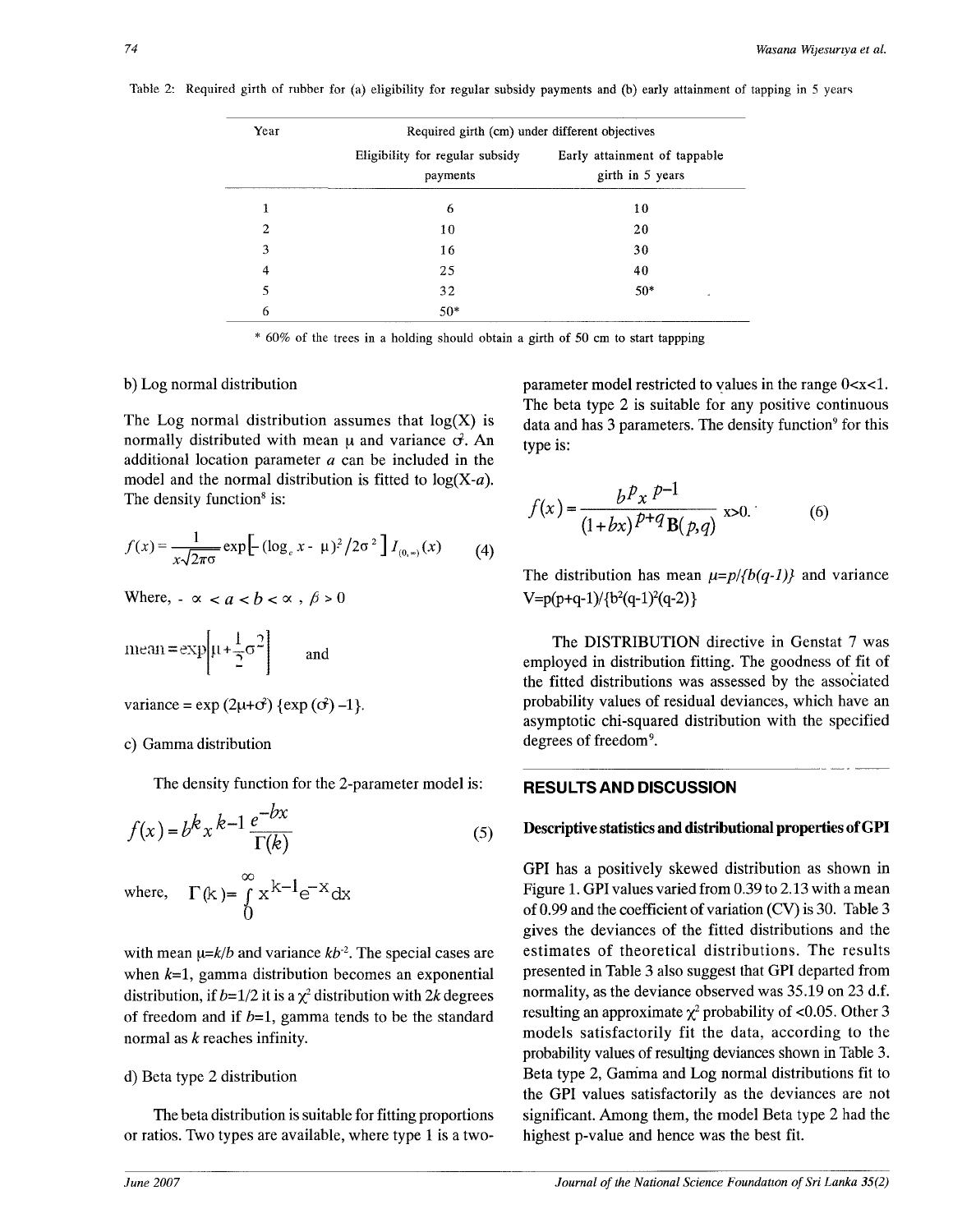Table 2: Required girth of rubber for (a) eligibility for regular subsidy payments and (b) early attainment of tapping in 5 years

| Year | Required girth (cm) under different objectives | |
|---|---|---|
| | Eligibility for regular subsidy payments | Early attainment of tappable girth in 5 years |
| 1 | 6 | 10 |
| 2 | 10 | 20 |
| 3 | 16 | 30 |
| 4 | 25 | 40 |
| 5 | 32 | 50* |
| 6 | 50* | |

\* 60% of the trees in a holding should obtain a girth of 50 cm to start tappping

b) Log normal distribution

The Log normal distribution assumes that log(X) is normally distributed with mean $\mu$ and variance $\sigma^2$. An additional location parameter $a$ can be included in the model and the normal distribution is fitted to log(X-$a$). The density function[8] is:

$$f(x) = \frac{1}{x\sqrt{2\pi}\sigma} \exp\left[-(\log_e x - \mu)^2 / 2\sigma^2\right] I_{(0,\infty)}(x) \qquad (4)$$

Where, $-\infty < a < b < \infty$, $\beta > 0$

$$\text{mean} = \exp\left[\mu + \frac{1}{2}\sigma^2\right] \quad \text{and}$$

variance = $\exp(2\mu+\sigma^2)\{\exp(\sigma^2)-1\}$.

c) Gamma distribution

The density function for the 2-parameter model is:

$$f(x) = b^k x^{k-1} \frac{e^{-bx}}{\Gamma(k)} \qquad (5)$$

where, $\Gamma(k) = \int_0^\infty x^{k-1} e^{-x} dx$

with mean $\mu = k/b$ and variance $kb^{-2}$. The special cases are when $k=1$, gamma distribution becomes an exponential distribution, if $b=1/2$ it is a $\chi^2$ distribution with $2k$ degrees of freedom and if $b=1$, gamma tends to be the standard normal as $k$ reaches infinity.

d) Beta type 2 distribution

The beta distribution is suitable for fitting proportions or ratios. Two types are available, where type 1 is a two-parameter model restricted to values in the range $0<x<1$. The beta type 2 is suitable for any positive continuous data and has 3 parameters. The density function[9] for this type is:

$$f(x) = \frac{b^p x^{p-1}}{(1+bx)^{p+q} B(p,q)} \quad x>0. \qquad (6)$$

The distribution has mean $\mu = p/\{b(q-1)\}$ and variance $V = p(p+q-1)/\{b^2(q-1)^2(q-2)\}$

The DISTRIBUTION directive in Genstat 7 was employed in distribution fitting. The goodness of fit of the fitted distributions was assessed by the associated probability values of residual deviances, which have an asymptotic chi-squared distribution with the specified degrees of freedom[9].

## RESULTS AND DISCUSSION

### Descriptive statistics and distributional properties of GPI

GPI has a positively skewed distribution as shown in Figure 1. GPI values varied from 0.39 to 2.13 with a mean of 0.99 and the coefficient of variation (CV) is 30. Table 3 gives the deviances of the fitted distributions and the estimates of theoretical distributions. The results presented in Table 3 also suggest that GPI departed from normality, as the deviance observed was 35.19 on 23 d.f. resulting an approximate $\chi^2$ probability of $<0.05$. Other 3 models satisfactorily fit the data, according to the probability values of resulting deviances shown in Table 3. Beta type 2, Gamma and Log normal distributions fit to the GPI values satisfactorily as the deviances are not significant. Among them, the model Beta type 2 had the highest p-value and hence was the best fit.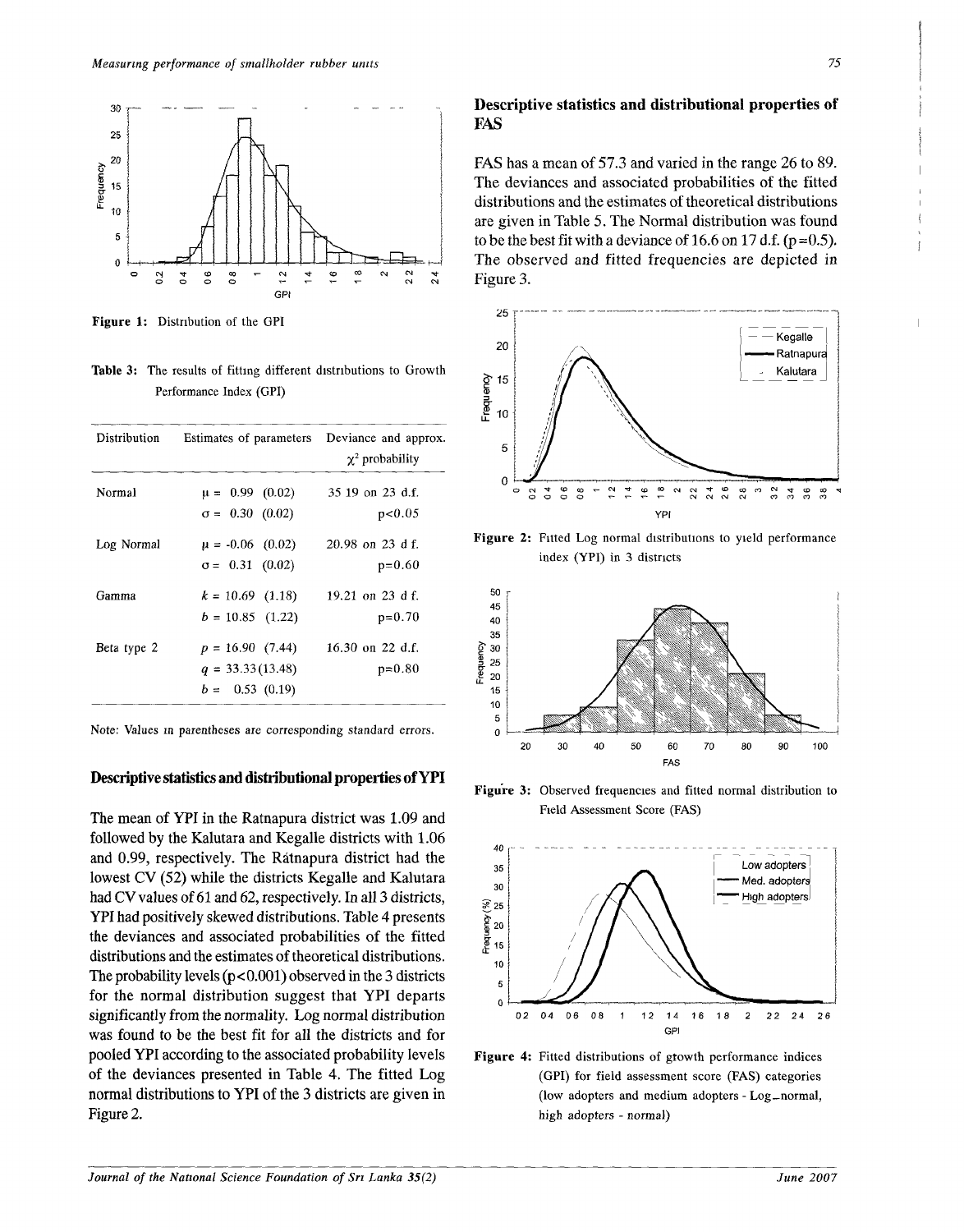Figure 1: Distribution of the GPI

Table 3: The results of fitting different distributions to Growth Performance Index (GPI)

| Distribution | Estimates of parameters | Deviance and approx. $\chi^2$ probability |
|---|---|---|
| Normal | $\mu$ = 0.99 (0.02) | 35.19 on 23 d.f. |
| | $\sigma$ = 0.30 (0.02) | $p<0.05$ |
| Log Normal | $\mu$ = -0.06 (0.02) | 20.98 on 23 d.f. |
| | $\sigma$ = 0.31 (0.02) | p=0.60 |
| Gamma | $k$ = 10.69 (1.18) | 19.21 on 23 d.f. |
| | $b$ = 10.85 (1.22) | p=0.70 |
| Beta type 2 | $p$ = 16.90 (7.44) | 16.30 on 22 d.f. |
| | $q$ = 33.33 (13.48) | p=0.80 |
| | $b$ = 0.53 (0.19) | |

Note: Values in parentheses are corresponding standard errors.

## Descriptive statistics and distributional properties of YPI

The mean of YPI in the Ratnapura district was 1.09 and followed by the Kalutara and Kegalle districts with 1.06 and 0.99, respectively. The Ratnapura district had the lowest CV (52) while the districts Kegalle and Kalutara had CV values of 61 and 62, respectively. In all 3 districts, YPI had positively skewed distributions. Table 4 presents the deviances and associated probabilities of the fitted distributions and the estimates of theoretical distributions. The probability levels ($p<0.001$) observed in the 3 districts for the normal distribution suggest that YPI departs significantly from the normality. Log normal distribution was found to be the best fit for all the districts and for pooled YPI according to the associated probability levels of the deviances presented in Table 4. The fitted Log normal distributions to YPI of the 3 districts are given in Figure 2.

## Descriptive statistics and distributional properties of FAS

FAS has a mean of 57.3 and varied in the range 26 to 89. The deviances and associated probabilities of the fitted distributions and the estimates of theoretical distributions are given in Table 5. The Normal distribution was found to be the best fit with a deviance of 16.6 on 17 d.f. (p=0.5). The observed and fitted frequencies are depicted in Figure 3.

Figure 2: Fitted Log normal distributions to yield performance index (YPI) in 3 districts

Figure 3: Observed frequencies and fitted normal distribution to Field Assessment Score (FAS)

Figure 4: Fitted distributions of growth performance indices (GPI) for field assessment score (FAS) categories (low adopters and medium adopters - Log_normal, high adopters - normal)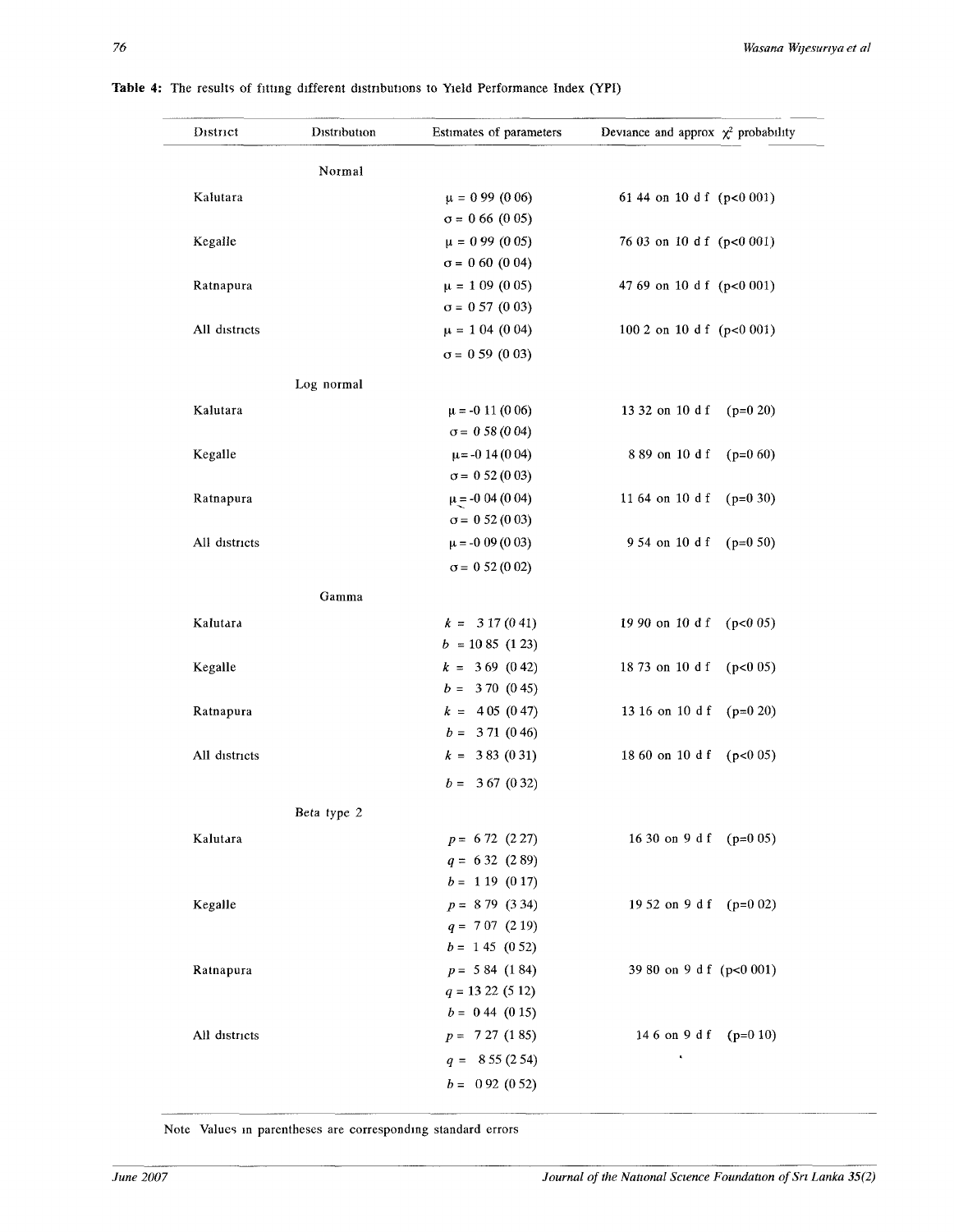**Table 4:** The results of fitting different distributions to Yield Performance Index (YPI)

| District | Distribution | Estimates of parameters | Deviance and approx $\chi^2$ probability |
|---|---|---|---|
| | Normal | | |
| Kalutara | | $\mu = 0.99$ (0.06) | 61.44 on 10 d.f. ($p<0.001$) |
| | | $\sigma = 0.66$ (0.05) | |
| Kegalle | | $\mu = 0.99$ (0.05) | 76.03 on 10 d.f. ($p<0.001$) |
| | | $\sigma = 0.60$ (0.04) | |
| Ratnapura | | $\mu = 1.09$ (0.05) | 47.69 on 10 d.f. ($p<0.001$) |
| | | $\sigma = 0.57$ (0.03) | |
| All districts | | $\mu = 1.04$ (0.04) | 100.2 on 10 d.f. ($p<0.001$) |
| | | $\sigma = 0.59$ (0.03) | |
| | Log normal | | |
| Kalutara | | $\mu = -0.11$ (0.06) | 13.32 on 10 d.f. ($p=0.20$) |
| | | $\sigma = 0.58$ (0.04) | |
| Kegalle | | $\mu = -0.14$ (0.04) | 8.89 on 10 d.f. ($p=0.60$) |
| | | $\sigma = 0.52$ (0.03) | |
| Ratnapura | | $\mu = -0.04$ (0.04) | 11.64 on 10 d.f. ($p=0.30$) |
| | | $\sigma = 0.52$ (0.03) | |
| All districts | | $\mu = -0.09$ (0.03) | 9.54 on 10 d.f. ($p=0.50$) |
| | | $\sigma = 0.52$ (0.02) | |
| | Gamma | | |
| Kalutara | | $k = 3.17$ (0.41) | 19.90 on 10 d.f. ($p<0.05$) |
| | | $b = 10.85$ (1.23) | |
| Kegalle | | $k = 3.69$ (0.42) | 18.73 on 10 d.f. ($p<0.05$) |
| | | $b = 3.70$ (0.45) | |
| Ratnapura | | $k = 4.05$ (0.47) | 13.16 on 10 d.f. ($p=0.20$) |
| | | $b = 3.71$ (0.46) | |
| All districts | | $k = 3.83$ (0.31) | 18.60 on 10 d.f. ($p<0.05$) |
| | | $b = 3.67$ (0.32) | |
| | Beta type 2 | | |
| Kalutara | | $p = 6.72$ (2.27) | 16.30 on 9 d.f. ($p=0.05$) |
| | | $q = 6.32$ (2.89) | |
| | | $b = 1.19$ (0.17) | |
| Kegalle | | $p = 8.79$ (3.34) | 19.52 on 9 d.f. ($p=0.02$) |
| | | $q = 7.07$ (2.19) | |
| | | $b = 1.45$ (0.52) | |
| Ratnapura | | $p = 5.84$ (1.84) | 39.80 on 9 d.f. ($p<0.001$) |
| | | $q = 13.22$ (5.12) | |
| | | $b = 0.44$ (0.15) | |
| All districts | | $p = 7.27$ (1.85) | 14.6 on 9 d.f. ($p=0.10$) |
| | | $q = 8.55$ (2.54) | |
| | | $b = 0.92$ (0.52) | |

Note: Values in parentheses are corresponding standard errors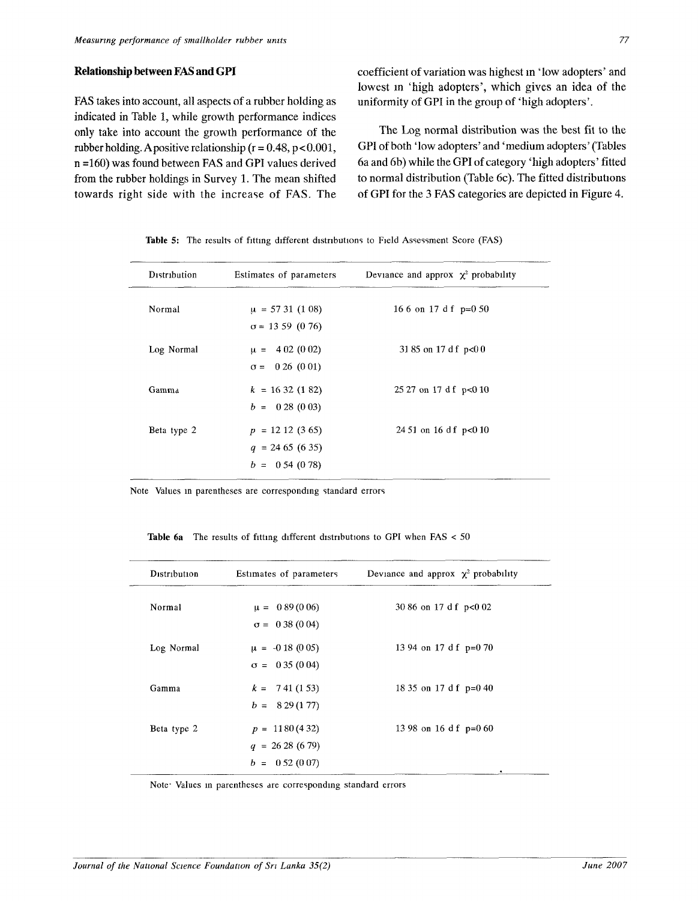## Relationship between FAS and GPI

FAS takes into account, all aspects of a rubber holding as indicated in Table 1, while growth performance indices only take into account the growth performance of the rubber holding. A positive relationship ($r = 0.48$, $p < 0.001$, $n = 160$) was found between FAS and GPI values derived from the rubber holdings in Survey 1. The mean shifted towards right side with the increase of FAS. The coefficient of variation was highest in 'low adopters' and lowest in 'high adopters', which gives an idea of the uniformity of GPI in the group of 'high adopters'.

The Log normal distribution was the best fit to the GPI of both 'low adopters' and 'medium adopters' (Tables 6a and 6b) while the GPI of category 'high adopters' fitted to normal distribution (Table 6c). The fitted distributions of GPI for the 3 FAS categories are depicted in Figure 4.

**Table 5:** The results of fitting different distributions to Field Assessment Score (FAS)

| Distribution | Estimates of parameters | Deviance and approx $\chi^2$ probability |
|---|---|---|
| Normal | $\mu$ = 57 31 (1 08) <br> $\sigma$ = 13 59 (0 76) | 16 6 on 17 d f p=0 50 |
| Log Normal | $\mu$ = 4 02 (0 02) <br> $\sigma$ = 0 26 (0 01) | 31 85 on 17 d f p<0 0 |
| Gamma | $k$ = 16 32 (1 82) <br> $b$ = 0 28 (0 03) | 25 27 on 17 d f p<0 10 |
| Beta type 2 | $p$ = 12 12 (3 65) <br> $q$ = 24 65 (6 35) <br> $b$ = 0 54 (0 78) | 24 51 on 16 d f p<0 10 |

Note Values in parentheses are corresponding standard errors

**Table 6a** The results of fitting different distributions to GPI when FAS < 50

| Distribution | Estimates of parameters | Deviance and approx $\chi^2$ probability |
|---|---|---|
| Normal | $\mu$ = 0 89 (0 06) <br> $\sigma$ = 0 38 (0 04) | 30 86 on 17 d f p<0 02 |
| Log Normal | $\mu$ = -0 18 (0 05) <br> $\sigma$ = 0 35 (0 04) | 13 94 on 17 d f p=0 70 |
| Gamma | $k$ = 7 41 (1 53) <br> $b$ = 8 29 (1 77) | 18 35 on 17 d f p=0 40 |
| Beta type 2 | $p$ = 11 80 (4 32) <br> $q$ = 26 28 (6 79) <br> $b$ = 0 52 (0 07) | 13 98 on 16 d f p=0 60 |

Note· Values in parentheses are corresponding standard errors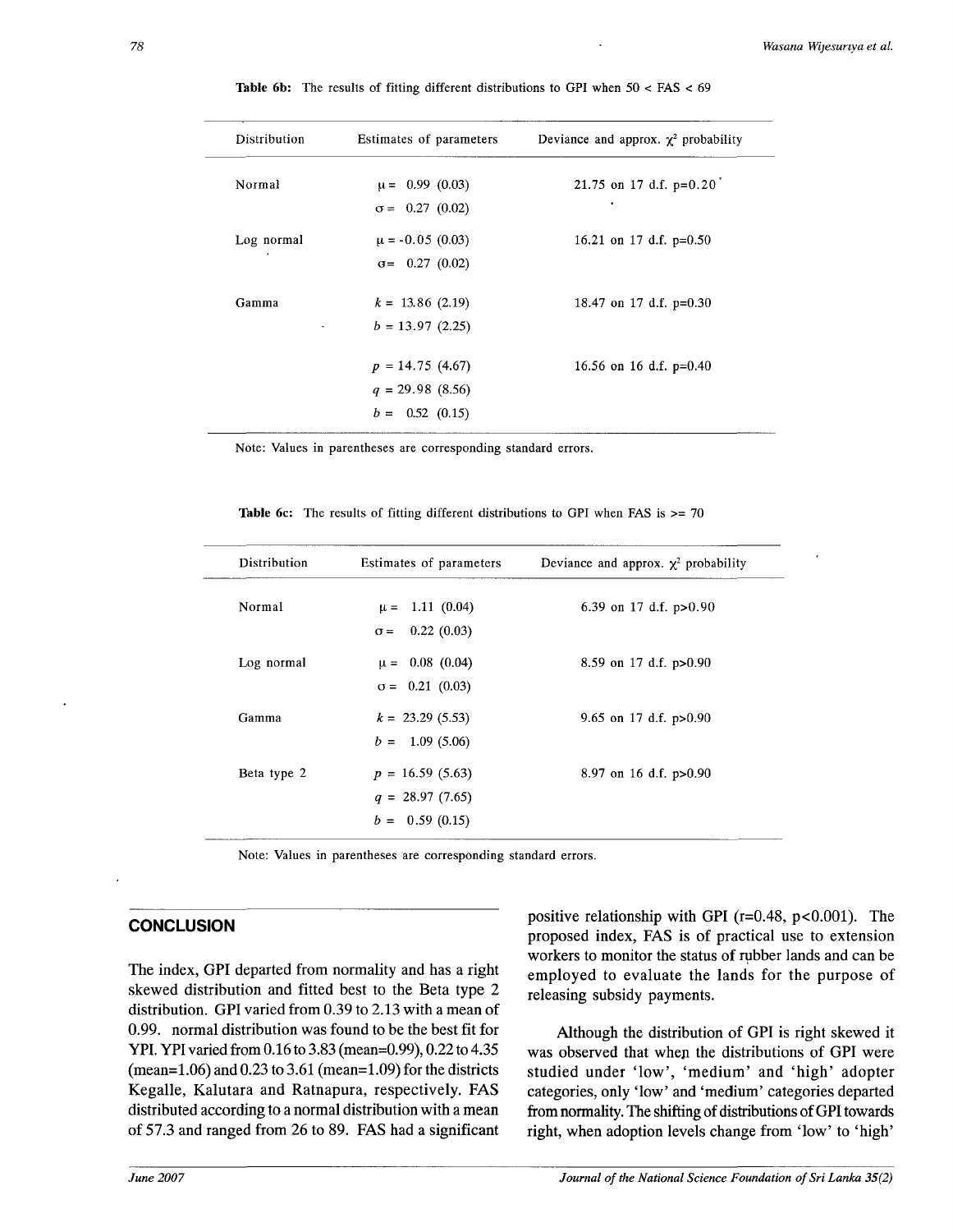**Table 6b:** The results of fitting different distributions to GPI when 50 < FAS < 69

| Distribution | Estimates of parameters | Deviance and approx. $\chi^2$ probability |
|---|---|---|
| Normal | $\mu$ = 0.99 (0.03) | 21.75 on 17 d.f. p=0.20 |
| | $\sigma$ = 0.27 (0.02) | |
| Log normal | $\mu$ = -0.05 (0.03) | 16.21 on 17 d.f. p=0.50 |
| | $\sigma$ = 0.27 (0.02) | |
| Gamma | $k$ = 13.86 (2.19) | 18.47 on 17 d.f. p=0.30 |
| | $b$ = 13.97 (2.25) | |
| | $p$ = 14.75 (4.67) | 16.56 on 16 d.f. p=0.40 |
| | $q$ = 29.98 (8.56) | |
| | $b$ = 0.52 (0.15) | |

Note: Values in parentheses are corresponding standard errors.

**Table 6c:** The results of fitting different distributions to GPI when FAS is >= 70

| Distribution | Estimates of parameters | Deviance and approx. $\chi^2$ probability |
|---|---|---|
| Normal | $\mu$ = 1.11 (0.04) | 6.39 on 17 d.f. p>0.90 |
| | $\sigma$ = 0.22 (0.03) | |
| Log normal | $\mu$ = 0.08 (0.04) | 8.59 on 17 d.f. p>0.90 |
| | $\sigma$ = 0.21 (0.03) | |
| Gamma | $k$ = 23.29 (5.53) | 9.65 on 17 d.f. p>0.90 |
| | $b$ = 1.09 (5.06) | |
| Beta type 2 | $p$ = 16.59 (5.63) | 8.97 on 16 d.f. p>0.90 |
| | $q$ = 28.97 (7.65) | |
| | $b$ = 0.59 (0.15) | |

Note: Values in parentheses are corresponding standard errors.

## CONCLUSION

The index, GPI departed from normality and has a right skewed distribution and fitted best to the Beta type 2 distribution. GPI varied from 0.39 to 2.13 with a mean of 0.99. normal distribution was found to be the best fit for YPI. YPI varied from 0.16 to 3.83 (mean=0.99), 0.22 to 4.35 (mean=1.06) and 0.23 to 3.61 (mean=1.09) for the districts Kegalle, Kalutara and Ratnapura, respectively. FAS distributed according to a normal distribution with a mean of 57.3 and ranged from 26 to 89. FAS had a significant positive relationship with GPI (r=0.48, p<0.001). The proposed index, FAS is of practical use to extension workers to monitor the status of rubber lands and can be employed to evaluate the lands for the purpose of releasing subsidy payments.

Although the distribution of GPI is right skewed it was observed that when the distributions of GPI were studied under 'low', 'medium' and 'high' adopter categories, only 'low' and 'medium' categories departed from normality. The shifting of distributions of GPI towards right, when adoption levels change from 'low' to 'high'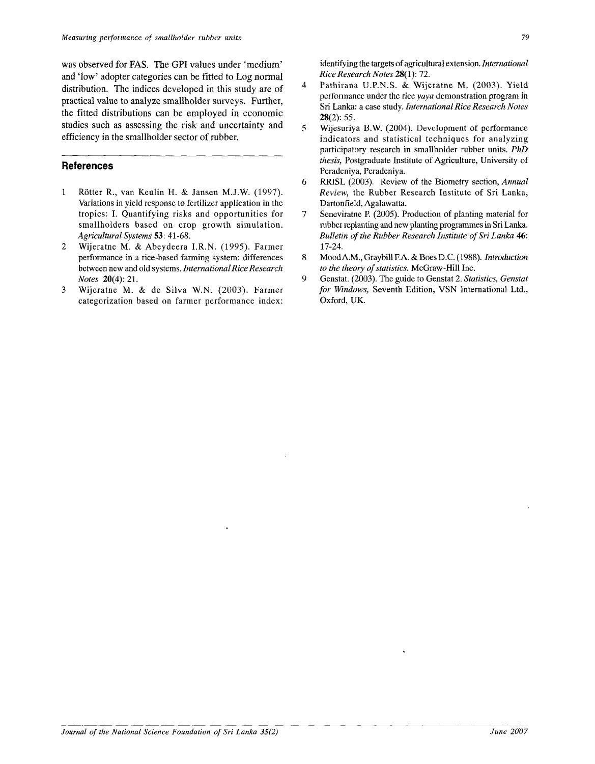was observed for FAS. The GPI values under 'medium' and 'low' adopter categories can be fitted to Log normal distribution. The indices developed in this study are of practical value to analyze smallholder surveys. Further, the fitted distributions can be employed in economic studies such as assessing the risk and uncertainty and efficiency in the smallholder sector of rubber.

## References

1. Rötter R., van Keulin H. & Jansen M.J.W. (1997). Variations in yield response to fertilizer application in the tropics: I. Quantifying risks and opportunities for smallholders based on crop growth simulation. *Agricultural Systems* **53**: 41-68.
2. Wijeratne M. & Abeydeera I.R.N. (1995). Farmer performance in a rice-based farming system: differences between new and old systems. *International Rice Research Notes* **20**(4): 21.
3. Wijeratne M. & de Silva W.N. (2003). Farmer categorization based on farmer performance index: identifying the targets of agricultural extension. *International Rice Research Notes* **28**(1): 72.
4. Pathirana U.P.N.S. & Wijeratne M. (2003). Yield performance under the rice *yaya* demonstration program in Sri Lanka: a case study. *International Rice Research Notes* **28**(2): 55.
5. Wijesuriya B.W. (2004). Development of performance indicators and statistical techniques for analyzing participatory research in smallholder rubber units. *PhD thesis,* Postgraduate Institute of Agriculture, University of Peradeniya, Peradeniya.
6. RRISL (2003). Review of the Biometry section, *Annual Review,* the Rubber Research Institute of Sri Lanka, Dartonfield, Agalawatta.
7. Seneviratne P. (2005). Production of planting material for rubber replanting and new planting programmes in Sri Lanka. *Bulletin of the Rubber Research Institute of Sri Lanka* **46**: 17-24.
8. Mood A.M., Graybill F.A. & Boes D.C. (1988). *Introduction to the theory of statistics.* McGraw-Hill Inc.
9. Genstat. (2003). The guide to Genstat 2. *Statistics, Genstat for Windows,* Seventh Edition, VSN International Ltd., Oxford, UK.